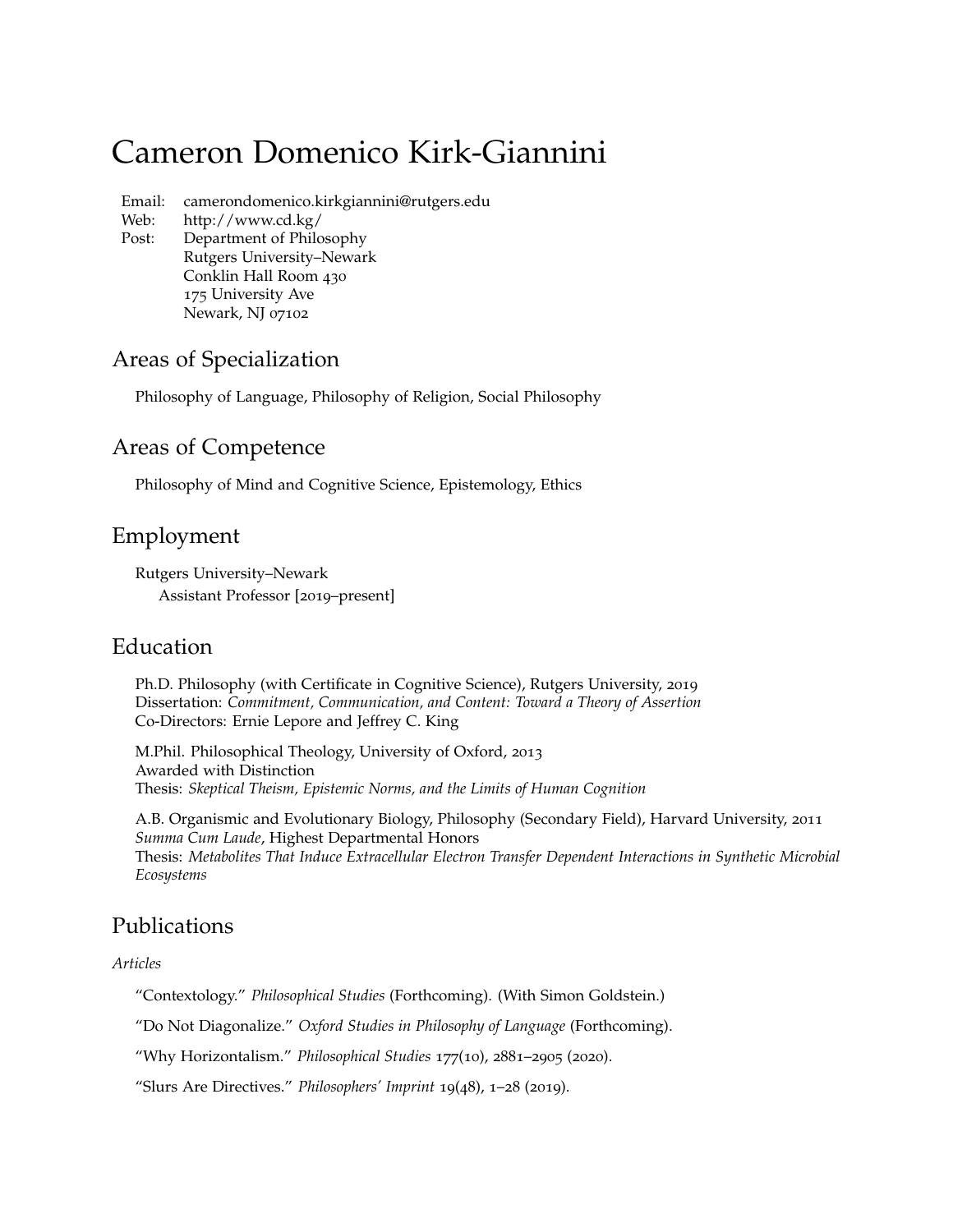# Cameron Domenico Kirk-Giannini

Email: camerondomenico.kirkgiannini@rutgers.edu
Web: http://www.cd.kg/
Post: Department of Philosophy
Rutgers University–Newark
Conklin Hall Room 430
175 University Ave
Newark, NJ 07102

## Areas of Specialization

Philosophy of Language, Philosophy of Religion, Social Philosophy

## Areas of Competence

Philosophy of Mind and Cognitive Science, Epistemology, Ethics

## Employment

Rutgers University–Newark
Assistant Professor [2019–present]

## Education

Ph.D. Philosophy (with Certificate in Cognitive Science), Rutgers University, 2019
Dissertation: *Commitment, Communication, and Content: Toward a Theory of Assertion*
Co-Directors: Ernie Lepore and Jeffrey C. King

M.Phil. Philosophical Theology, University of Oxford, 2013
Awarded with Distinction
Thesis: *Skeptical Theism, Epistemic Norms, and the Limits of Human Cognition*

A.B. Organismic and Evolutionary Biology, Philosophy (Secondary Field), Harvard University, 2011
*Summa Cum Laude*, Highest Departmental Honors
Thesis: *Metabolites That Induce Extracellular Electron Transfer Dependent Interactions in Synthetic Microbial Ecosystems*

## Publications

*Articles*

"Contextology." *Philosophical Studies* (Forthcoming). (With Simon Goldstein.)

"Do Not Diagonalize." *Oxford Studies in Philosophy of Language* (Forthcoming).

"Why Horizontalism." *Philosophical Studies* 177(10), 2881–2905 (2020).

"Slurs Are Directives." *Philosophers' Imprint* 19(48), 1–28 (2019).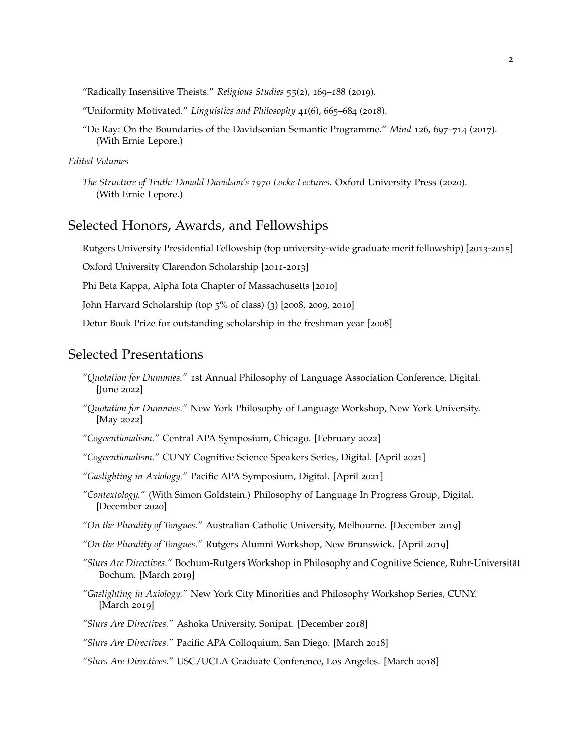“Radically Insensitive Theists.” *Religious Studies* 55(2), 169–188 (2019).

“Uniformity Motivated.” *Linguistics and Philosophy* 41(6), 665–684 (2018).

“De Ray: On the Boundaries of the Davidsonian Semantic Programme.” *Mind* 126, 697–714 (2017). (With Ernie Lepore.)

*Edited Volumes*

*The Structure of Truth: Donald Davidson’s 1970 Locke Lectures.* Oxford University Press (2020). (With Ernie Lepore.)

## Selected Honors, Awards, and Fellowships

Rutgers University Presidential Fellowship (top university-wide graduate merit fellowship) [2013-2015]

Oxford University Clarendon Scholarship [2011-2013]

Phi Beta Kappa, Alpha Iota Chapter of Massachusetts [2010]

John Harvard Scholarship (top 5% of class) (3) [2008, 2009, 2010]

Detur Book Prize for outstanding scholarship in the freshman year [2008]

## Selected Presentations

*“Quotation for Dummies.”* 1st Annual Philosophy of Language Association Conference, Digital. [June 2022]

*“Quotation for Dummies.”* New York Philosophy of Language Workshop, New York University. [May 2022]

*“Cogventionalism.”* Central APA Symposium, Chicago. [February 2022]

*“Cogventionalism.”* CUNY Cognitive Science Speakers Series, Digital. [April 2021]

*“Gaslighting in Axiology.”* Pacific APA Symposium, Digital. [April 2021]

*“Contextology.”* (With Simon Goldstein.) Philosophy of Language In Progress Group, Digital. [December 2020]

*“On the Plurality of Tongues.”* Australian Catholic University, Melbourne. [December 2019]

*“On the Plurality of Tongues.”* Rutgers Alumni Workshop, New Brunswick. [April 2019]

*“Slurs Are Directives.”* Bochum-Rutgers Workshop in Philosophy and Cognitive Science, Ruhr-Universität Bochum. [March 2019]

*“Gaslighting in Axiology.”* New York City Minorities and Philosophy Workshop Series, CUNY. [March 2019]

*“Slurs Are Directives.”* Ashoka University, Sonipat. [December 2018]

*“Slurs Are Directives.”* Pacific APA Colloquium, San Diego. [March 2018]

*“Slurs Are Directives.”* USC/UCLA Graduate Conference, Los Angeles. [March 2018]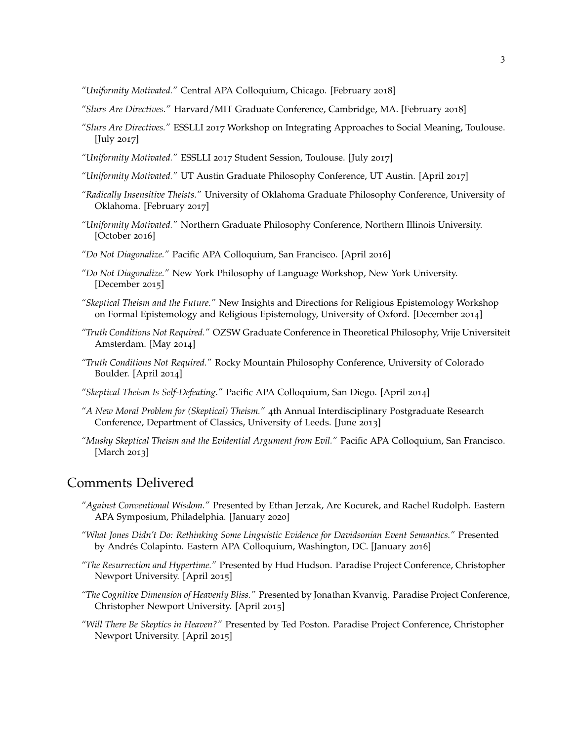*"Uniformity Motivated."* Central APA Colloquium, Chicago. [February 2018]

*"Slurs Are Directives."* Harvard/MIT Graduate Conference, Cambridge, MA. [February 2018]

*"Slurs Are Directives."* ESSLLI 2017 Workshop on Integrating Approaches to Social Meaning, Toulouse. [July 2017]

*"Uniformity Motivated."* ESSLLI 2017 Student Session, Toulouse. [July 2017]

*"Uniformity Motivated."* UT Austin Graduate Philosophy Conference, UT Austin. [April 2017]

*"Radically Insensitive Theists."* University of Oklahoma Graduate Philosophy Conference, University of Oklahoma. [February 2017]

*"Uniformity Motivated."* Northern Graduate Philosophy Conference, Northern Illinois University. [October 2016]

*"Do Not Diagonalize."* Pacific APA Colloquium, San Francisco. [April 2016]

*"Do Not Diagonalize."* New York Philosophy of Language Workshop, New York University. [December 2015]

*"Skeptical Theism and the Future."* New Insights and Directions for Religious Epistemology Workshop on Formal Epistemology and Religious Epistemology, University of Oxford. [December 2014]

*"Truth Conditions Not Required."* OZSW Graduate Conference in Theoretical Philosophy, Vrije Universiteit Amsterdam. [May 2014]

*"Truth Conditions Not Required."* Rocky Mountain Philosophy Conference, University of Colorado Boulder. [April 2014]

*"Skeptical Theism Is Self-Defeating."* Pacific APA Colloquium, San Diego. [April 2014]

*"A New Moral Problem for (Skeptical) Theism."* 4th Annual Interdisciplinary Postgraduate Research Conference, Department of Classics, University of Leeds. [June 2013]

*"Mushy Skeptical Theism and the Evidential Argument from Evil."* Pacific APA Colloquium, San Francisco. [March 2013]

## Comments Delivered

*"Against Conventional Wisdom."* Presented by Ethan Jerzak, Arc Kocurek, and Rachel Rudolph. Eastern APA Symposium, Philadelphia. [January 2020]

*"What Jones Didn't Do: Rethinking Some Linguistic Evidence for Davidsonian Event Semantics."* Presented by Andrés Colapinto. Eastern APA Colloquium, Washington, DC. [January 2016]

*"The Resurrection and Hypertime."* Presented by Hud Hudson. Paradise Project Conference, Christopher Newport University. [April 2015]

*"The Cognitive Dimension of Heavenly Bliss."* Presented by Jonathan Kvanvig. Paradise Project Conference, Christopher Newport University. [April 2015]

*"Will There Be Skeptics in Heaven?"* Presented by Ted Poston. Paradise Project Conference, Christopher Newport University. [April 2015]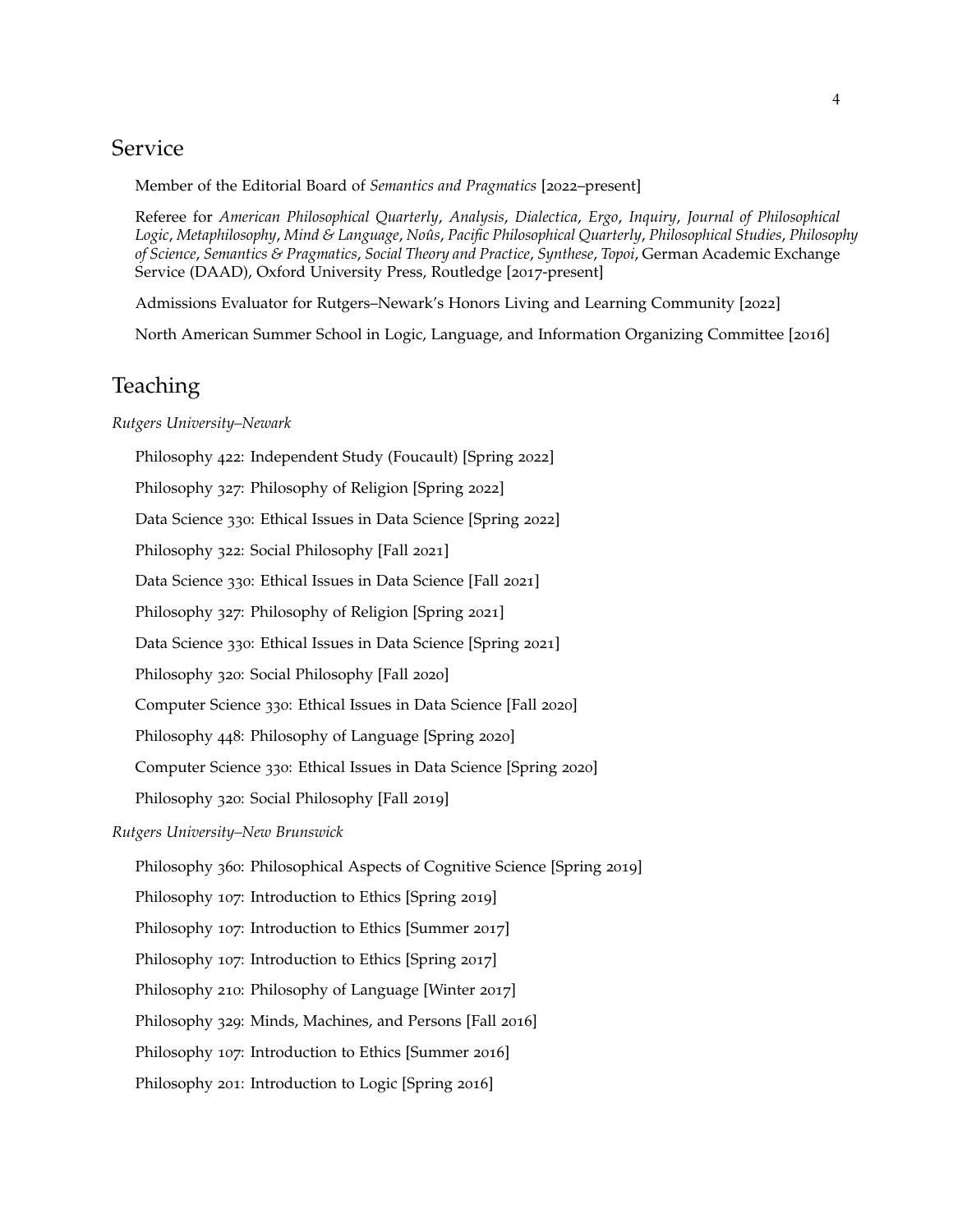## Service

Member of the Editorial Board of *Semantics and Pragmatics* [2022–present]

Referee for *American Philosophical Quarterly*, *Analysis*, *Dialectica*, *Ergo*, *Inquiry*, *Journal of Philosophical Logic*, *Metaphilosophy*, *Mind & Language*, *Noûs*, *Pacific Philosophical Quarterly*, *Philosophical Studies*, *Philosophy of Science*, *Semantics & Pragmatics*, *Social Theory and Practice*, *Synthese*, *Topoi*, German Academic Exchange Service (DAAD), Oxford University Press, Routledge [2017-present]

Admissions Evaluator for Rutgers–Newark's Honors Living and Learning Community [2022]

North American Summer School in Logic, Language, and Information Organizing Committee [2016]

## Teaching

*Rutgers University–Newark*

Philosophy 422: Independent Study (Foucault) [Spring 2022]

Philosophy 327: Philosophy of Religion [Spring 2022]

Data Science 330: Ethical Issues in Data Science [Spring 2022]

Philosophy 322: Social Philosophy [Fall 2021]

Data Science 330: Ethical Issues in Data Science [Fall 2021]

Philosophy 327: Philosophy of Religion [Spring 2021]

Data Science 330: Ethical Issues in Data Science [Spring 2021]

Philosophy 320: Social Philosophy [Fall 2020]

Computer Science 330: Ethical Issues in Data Science [Fall 2020]

Philosophy 448: Philosophy of Language [Spring 2020]

Computer Science 330: Ethical Issues in Data Science [Spring 2020]

Philosophy 320: Social Philosophy [Fall 2019]

*Rutgers University–New Brunswick*

Philosophy 360: Philosophical Aspects of Cognitive Science [Spring 2019]

Philosophy 107: Introduction to Ethics [Spring 2019]

Philosophy 107: Introduction to Ethics [Summer 2017]

Philosophy 107: Introduction to Ethics [Spring 2017]

Philosophy 210: Philosophy of Language [Winter 2017]

Philosophy 329: Minds, Machines, and Persons [Fall 2016]

Philosophy 107: Introduction to Ethics [Summer 2016]

Philosophy 201: Introduction to Logic [Spring 2016]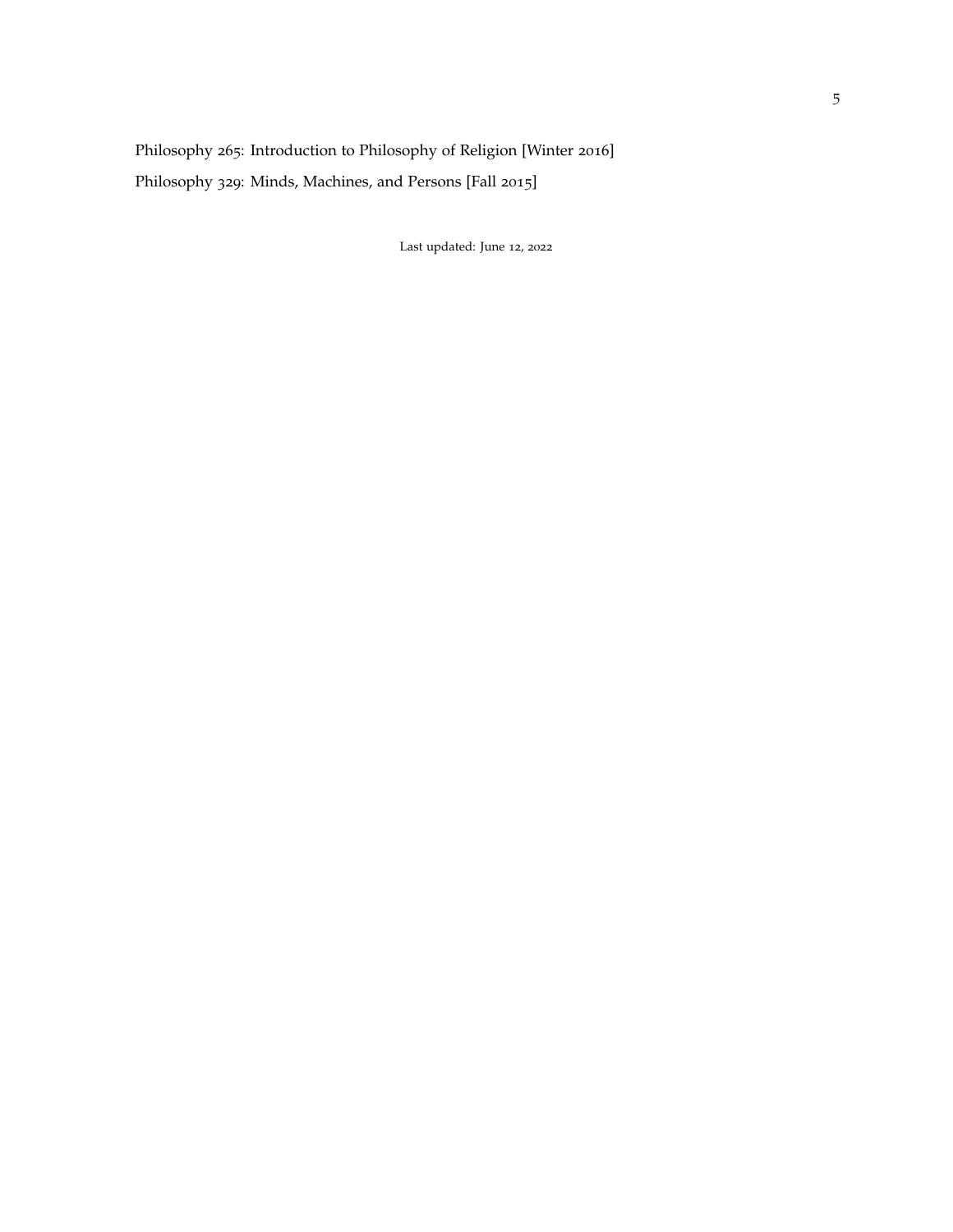Philosophy 265: Introduction to Philosophy of Religion [Winter 2016]

Philosophy 329: Minds, Machines, and Persons [Fall 2015]

Last updated: June 12, 2022